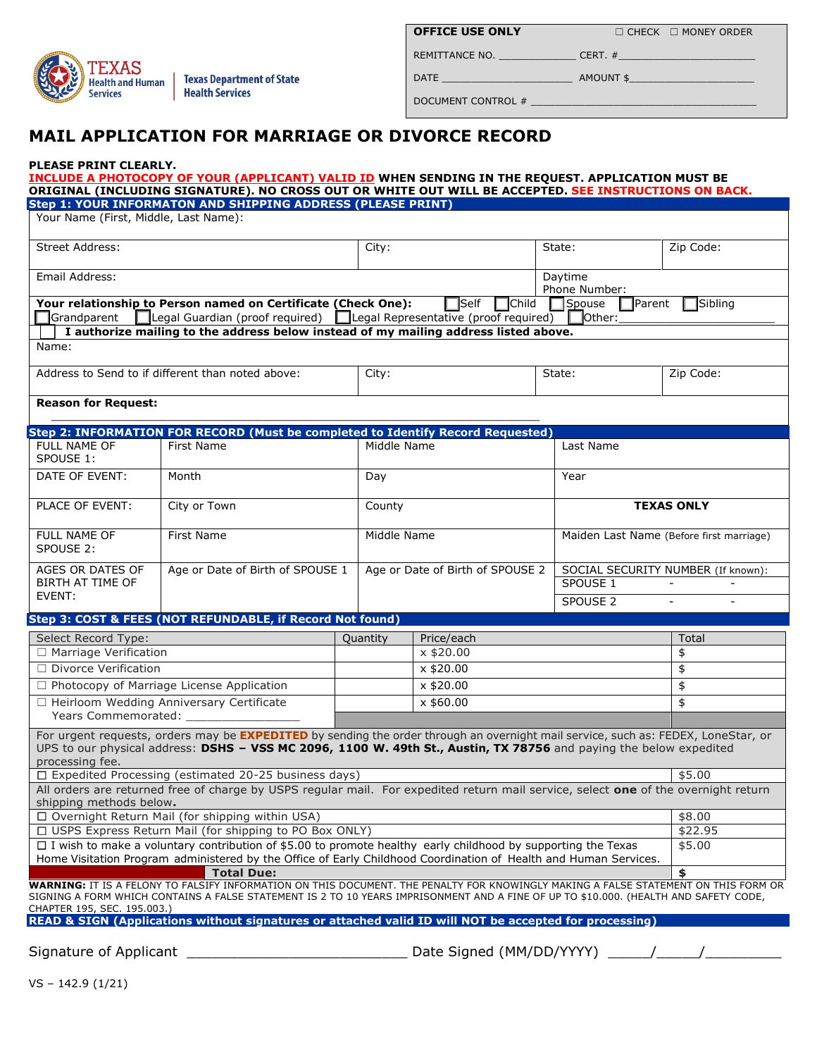Texas Health and Human Services | Texas Department of State Health Services

| OFFICE USE ONLY | ☐ CHECK ☐ MONEY ORDER |
|---|---|
| REMITTANCE NO. ____________ | CERT. #____________________ |
| DATE ____________________ | AMOUNT $____________________ |
| DOCUMENT CONTROL # ________________________________ | |

# MAIL APPLICATION FOR MARRIAGE OR DIVORCE RECORD

**PLEASE PRINT CLEARLY.**
**INCLUDE A PHOTOCOPY OF YOUR (APPLICANT) VALID ID WHEN SENDING IN THE REQUEST. APPLICATION MUST BE ORIGINAL (INCLUDING SIGNATURE). NO CROSS OUT OR WHITE OUT WILL BE ACCEPTED. SEE INSTRUCTIONS ON BACK.**

## Step 1: YOUR INFORMATON AND SHIPPING ADDRESS (PLEASE PRINT)

| Your Name (First, Middle, Last Name): | | | |
|---|---|---|---|
| Street Address: | City: | State: | Zip Code: |
| Email Address: | | Daytime Phone Number: | |

**Your relationship to Person named on Certificate (Check One):** ☐ Self ☐ Child ☐ Spouse ☐ Parent ☐ Sibling ☐ Grandparent ☐ Legal Guardian (proof required) ☐ Legal Representative (proof required) ☐ Other:____________________

☐ **I authorize mailing to the address below instead of my mailing address listed above.**

| Name: | | | |
|---|---|---|---|
| Address to Send to if different than noted above: | City: | State: | Zip Code: |

**Reason for Request:** ____________________________________________________________

## Step 2: INFORMATION FOR RECORD (Must be completed to Identify Record Requested)

| | | | |
|---|---|---|---|
| FULL NAME OF SPOUSE 1: | First Name | Middle Name | Last Name |
| DATE OF EVENT: | Month | Day | Year |
| PLACE OF EVENT: | City or Town | County | **TEXAS ONLY** |
| FULL NAME OF SPOUSE 2: | First Name | Middle Name | Maiden Last Name (Before first marriage) |
| AGES OR DATES OF BIRTH AT TIME OF EVENT: | Age or Date of Birth of SPOUSE 1 | Age or Date of Birth of SPOUSE 2 | SOCIAL SECURITY NUMBER (If known): SPOUSE 1 - - ; SPOUSE 2 - - |

## Step 3: COST & FEES (NOT REFUNDABLE, if Record Not found)

| Select Record Type: | Quantity | Price/each | Total |
|---|---|---|---|
| ☐ Marriage Verification | | x $20.00 | $ |
| ☐ Divorce Verification | | x $20.00 | $ |
| ☐ Photocopy of Marriage License Application | | x $20.00 | $ |
| ☐ Heirloom Wedding Anniversary Certificate Years Commemorated: ______________ | | x $60.00 | $ |

For urgent requests, orders may be **EXPEDITED** by sending the order through an overnight mail service, such as: FEDEX, LoneStar, or UPS to our physical address: **DSHS – VSS MC 2096, 1100 W. 49th St., Austin, TX 78756** and paying the below expedited processing fee.

| | |
|---|---|
| ☐ Expedited Processing (estimated 20-25 business days) | $5.00 |

All orders are returned free of charge by USPS regular mail. For expedited return mail service, select **one** of the overnight return shipping methods below**.**

| | |
|---|---|
| ☐ Overnight Return Mail (for shipping within USA) | $8.00 |
| ☐ USPS Express Return Mail (for shipping to PO Box ONLY) | $22.95 |
| ☐ I wish to make a voluntary contribution of $5.00 to promote healthy early childhood by supporting the Texas Home Visitation Program administered by the Office of Early Childhood Coordination of Health and Human Services. | $5.00 |
| **Total Due:** | **$** |

**WARNING:** IT IS A FELONY TO FALSIFY INFORMATION ON THIS DOCUMENT. THE PENALTY FOR KNOWINGLY MAKING A FALSE STATEMENT ON THIS FORM OR SIGNING A FORM WHICH CONTAINS A FALSE STATEMENT IS 2 TO 10 YEARS IMPRISONMENT AND A FINE OF UP TO $10.000. (HEALTH AND SAFETY CODE, CHAPTER 195, SEC. 195.003.)

## READ & SIGN (Applications without signatures or attached valid ID will NOT be accepted for processing)

Signature of Applicant __________________________ Date Signed (MM/DD/YYYY) _____/_____/_________

VS – 142.9 (1/21)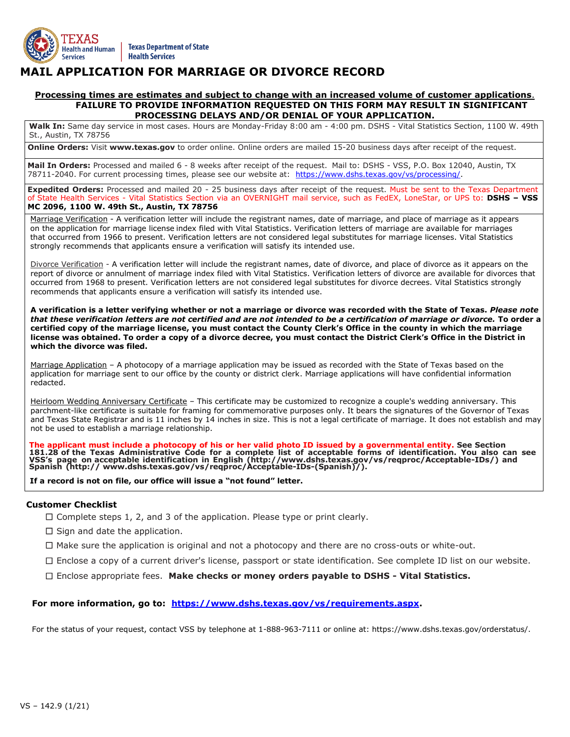Texas Health and Human Services | Texas Department of State Health Services

# MAIL APPLICATION FOR MARRIAGE OR DIVORCE RECORD

**Processing times are estimates and subject to change with an increased volume of customer applications.**
**FAILURE TO PROVIDE INFORMATION REQUESTED ON THIS FORM MAY RESULT IN SIGNIFICANT PROCESSING DELAYS AND/OR DENIAL OF YOUR APPLICATION.**

**Walk In:** Same day service in most cases. Hours are Monday-Friday 8:00 am - 4:00 pm. DSHS - Vital Statistics Section, 1100 W. 49th St., Austin, TX 78756

**Online Orders:** Visit **www.texas.gov** to order online. Online orders are mailed 15-20 business days after receipt of the request.

**Mail In Orders:** Processed and mailed 6 - 8 weeks after receipt of the request. Mail to: DSHS - VSS, P.O. Box 12040, Austin, TX 78711-2040. For current processing times, please see our website at: https://www.dshs.texas.gov/vs/processing/.

**Expedited Orders:** Processed and mailed 20 - 25 business days after receipt of the request. Must be sent to the Texas Department of State Health Services - Vital Statistics Section via an OVERNIGHT mail service, such as FedEX, LoneStar, or UPS to: **DSHS – VSS MC 2096, 1100 W. 49th St., Austin, TX 78756**

Marriage Verification - A verification letter will include the registrant names, date of marriage, and place of marriage as it appears on the application for marriage license index filed with Vital Statistics. Verification letters of marriage are available for marriages that occurred from 1966 to present. Verification letters are not considered legal substitutes for marriage licenses. Vital Statistics strongly recommends that applicants ensure a verification will satisfy its intended use.

Divorce Verification - A verification letter will include the registrant names, date of divorce, and place of divorce as it appears on the report of divorce or annulment of marriage index filed with Vital Statistics. Verification letters of divorce are available for divorces that occurred from 1968 to present. Verification letters are not considered legal substitutes for divorce decrees. Vital Statistics strongly recommends that applicants ensure a verification will satisfy its intended use.

**A verification is a letter verifying whether or not a marriage or divorce was recorded with the State of Texas. *Please note that these verification letters are not certified and are not intended to be a certification of marriage or divorce.* To order a certified copy of the marriage license, you must contact the County Clerk's Office in the county in which the marriage license was obtained. To order a copy of a divorce decree, you must contact the District Clerk's Office in the District in which the divorce was filed.**

Marriage Application – A photocopy of a marriage application may be issued as recorded with the State of Texas based on the application for marriage sent to our office by the county or district clerk. Marriage applications will have confidential information redacted.

Heirloom Wedding Anniversary Certificate – This certificate may be customized to recognize a couple's wedding anniversary. This parchment-like certificate is suitable for framing for commemorative purposes only. It bears the signatures of the Governor of Texas and Texas State Registrar and is 11 inches by 14 inches in size. This is not a legal certificate of marriage. It does not establish and may not be used to establish a marriage relationship.

**The applicant must include a photocopy of his or her valid photo ID issued by a governmental entity. See Section 181.28 of the Texas Administrative Code for a complete list of acceptable forms of identification. You also can see VSS's page on acceptable identification in English (http://www.dshs.texas.gov/vs/reqproc/Acceptable-IDs/) and Spanish (http:// www.dshs.texas.gov/vs/reqproc/Acceptable-IDs-(Spanish)/).**

**If a record is not on file, our office will issue a "not found" letter.**

## Customer Checklist

- ☐ Complete steps 1, 2, and 3 of the application. Please type or print clearly.
- ☐ Sign and date the application.
- ☐ Make sure the application is original and not a photocopy and there are no cross-outs or white-out.
- ☐ Enclose a copy of a current driver's license, passport or state identification. See complete ID list on our website.
- ☐ Enclose appropriate fees. **Make checks or money orders payable to DSHS - Vital Statistics.**

**For more information, go to: https://www.dshs.texas.gov/vs/requirements.aspx.**

For the status of your request, contact VSS by telephone at 1-888-963-7111 or online at: https://www.dshs.texas.gov/orderstatus/.

VS – 142.9 (1/21)